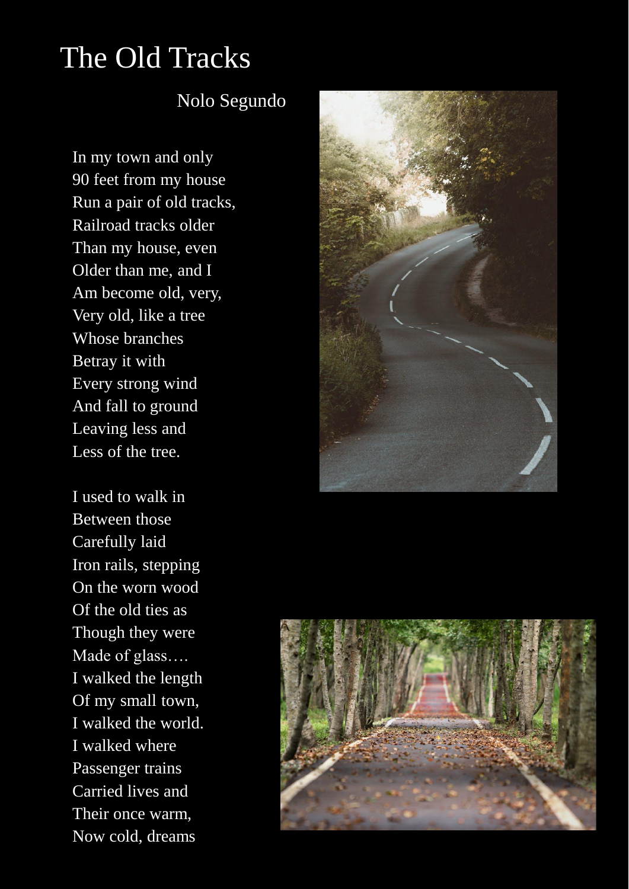# The Old Tracks

Nolo Segundo

In my town and only
90 feet from my house
Run a pair of old tracks,
Railroad tracks older
Than my house, even
Older than me, and I
Am become old, very,
Very old, like a tree
Whose branches
Betray it with
Every strong wind
And fall to ground
Leaving less and
Less of the tree.

I used to walk in
Between those
Carefully laid
Iron rails, stepping
On the worn wood
Of the old ties as
Though they were
Made of glass….
I walked the length
Of my small town,
I walked the world.
I walked where
Passenger trains
Carried lives and
Their once warm,
Now cold, dreams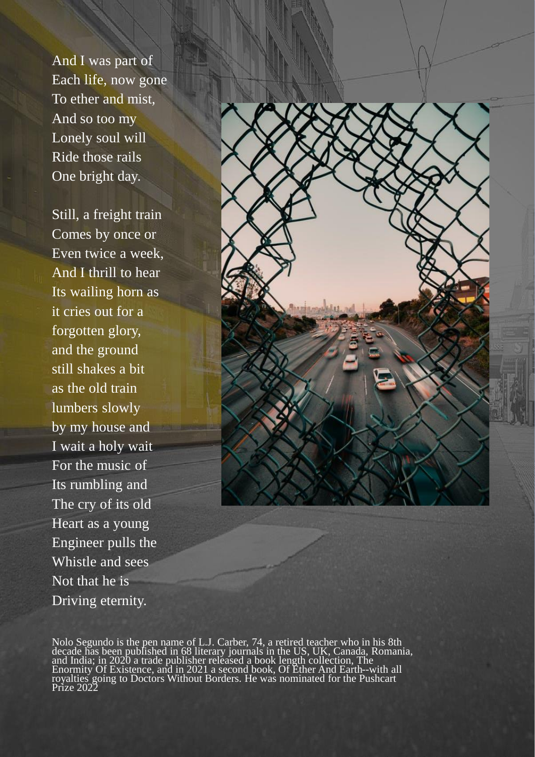And I was part of  
Each life, now gone  
To ether and mist,  
And so too my  
Lonely soul will  
Ride those rails  
One bright day.

Still, a freight train  
Comes by once or  
Even twice a week,  
And I thrill to hear  
Its wailing horn as  
it cries out for a  
forgotten glory,  
and the ground  
still shakes a bit  
as the old train  
lumbers slowly  
by my house and  
I wait a holy wait  
For the music of  
Its rumbling and  
The cry of its old  
Heart as a young  
Engineer pulls the  
Whistle and sees  
Not that he is  
Driving eternity.

Nolo Segundo is the pen name of L.J. Carber, 74, a retired teacher who in his 8th decade has been published in 68 literary journals in the US, UK, Canada, Romania, and India; in 2020 a trade publisher released a book length collection, The Enormity Of Existence, and in 2021 a second book, Of Ether And Earth--with all royalties going to Doctors Without Borders. He was nominated for the Pushcart Prize 2022